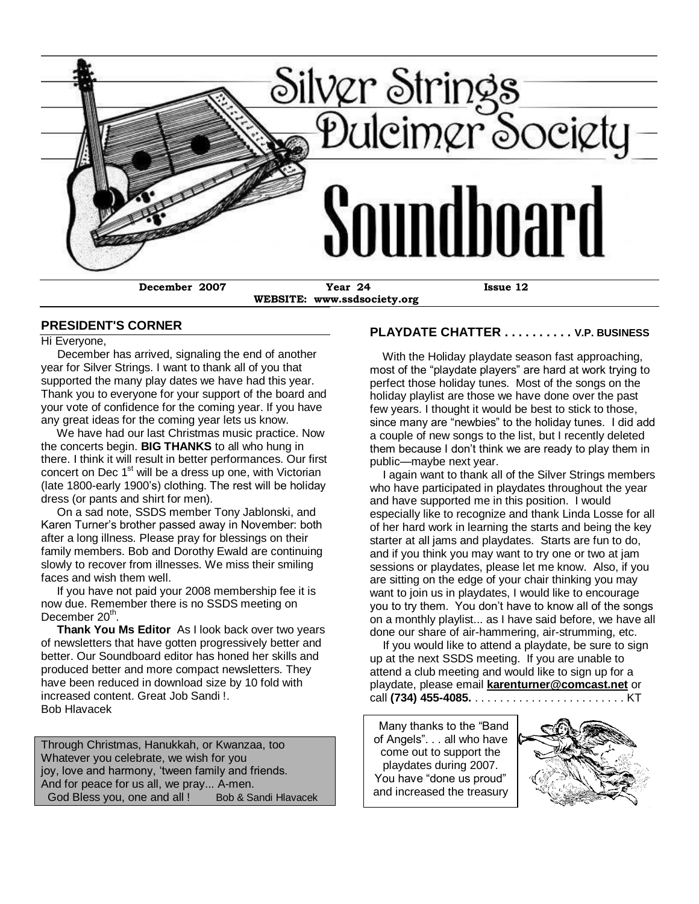# Silver Strings Dulcimer Society

# Soundboard

**December 2007** **Year 24** **Issue 12**

**WEBSITE: www.ssdsociety.org**

## PRESIDENT'S CORNER

Hi Everyone,

December has arrived, signaling the end of another year for Silver Strings. I want to thank all of you that supported the many play dates we have had this year. Thank you to everyone for your support of the board and your vote of confidence for the coming year. If you have any great ideas for the coming year lets us know.

We have had our last Christmas music practice. Now the concerts begin. **BIG THANKS** to all who hung in there. I think it will result in better performances. Our first concert on Dec 1st will be a dress up one, with Victorian (late 1800-early 1900's) clothing. The rest will be holiday dress (or pants and shirt for men).

On a sad note, SSDS member Tony Jablonski, and Karen Turner's brother passed away in November: both after a long illness. Please pray for blessings on their family members. Bob and Dorothy Ewald are continuing slowly to recover from illnesses. We miss their smiling faces and wish them well.

If you have not paid your 2008 membership fee it is now due. Remember there is no SSDS meeting on December 20th.

**Thank You Ms Editor** As I look back over two years of newsletters that have gotten progressively better and better. Our Soundboard editor has honed her skills and produced better and more compact newsletters. They have been reduced in download size by 10 fold with increased content. Great Job Sandi !.

Bob Hlavacek

> Through Christmas, Hanukkah, or Kwanzaa, too
> Whatever you celebrate, we wish for you
> joy, love and harmony, 'tween family and friends.
> And for peace for us all, we pray... A-men.
> God Bless you, one and all ! Bob & Sandi Hlavacek

## PLAYDATE CHATTER . . . . . . . . . . V.P. BUSINESS

With the Holiday playdate season fast approaching, most of the "playdate players" are hard at work trying to perfect those holiday tunes. Most of the songs on the holiday playlist are those we have done over the past few years. I thought it would be best to stick to those, since many are "newbies" to the holiday tunes. I did add a couple of new songs to the list, but I recently deleted them because I don't think we are ready to play them in public—maybe next year.

I again want to thank all of the Silver Strings members who have participated in playdates throughout the year and have supported me in this position. I would especially like to recognize and thank Linda Losse for all of her hard work in learning the starts and being the key starter at all jams and playdates. Starts are fun to do, and if you think you may want to try one or two at jam sessions or playdates, please let me know. Also, if you are sitting on the edge of your chair thinking you may want to join us in playdates, I would like to encourage you to try them. You don't have to know all of the songs on a monthly playlist... as I have said before, we have all done our share of air-hammering, air-strumming, etc.

If you would like to attend a playdate, be sure to sign up at the next SSDS meeting. If you are unable to attend a club meeting and would like to sign up for a playdate, please email **karenturner@comcast.net** or call **(734) 455-4085.** . . . . . . . . . . . . . . . . . . . . . . . . KT

Many thanks to the "Band of Angels". . . all who have come out to support the playdates during 2007. You have "done us proud" and increased the treasury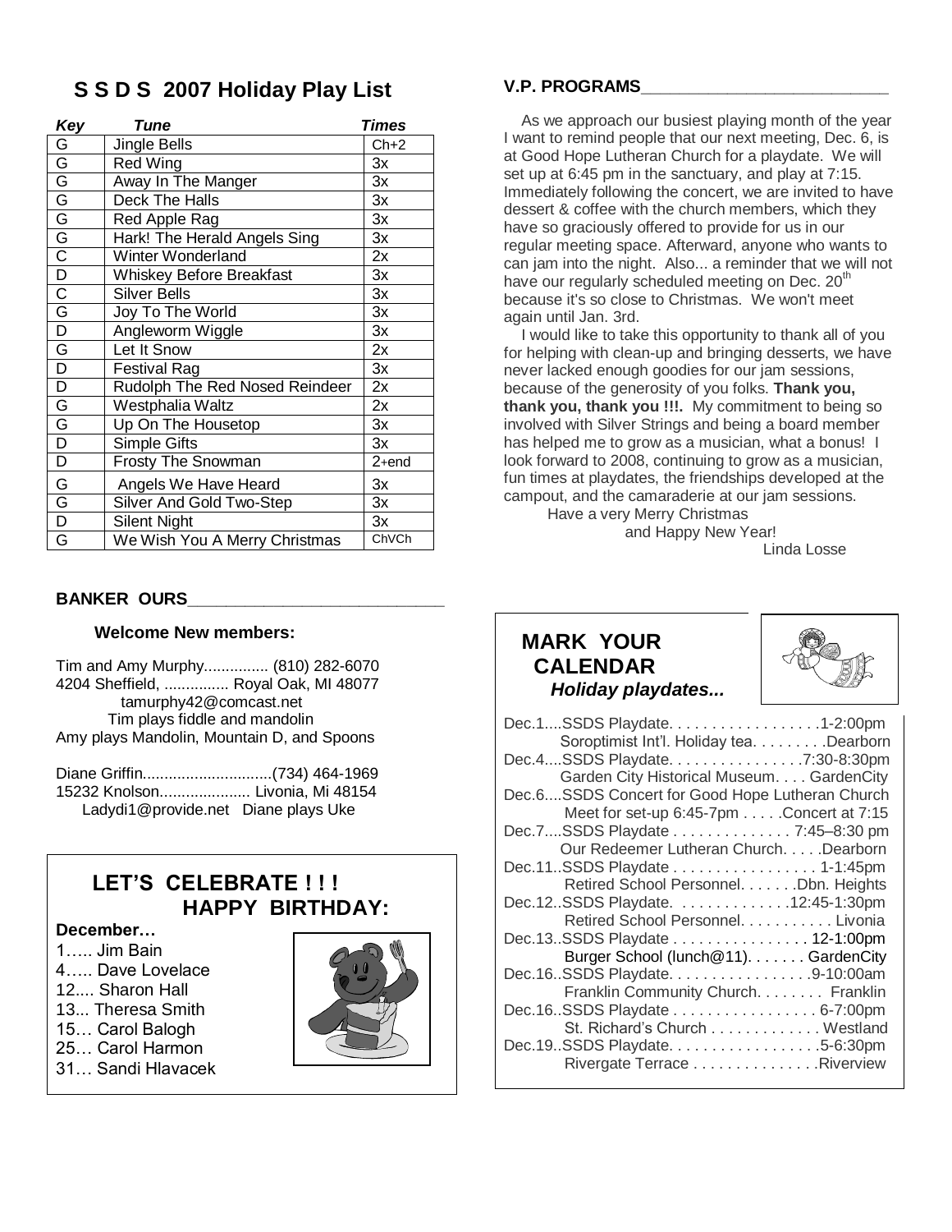## S S D S 2007 Holiday Play List

| Key | Tune | Times |
|---|---|---|
| G | Jingle Bells | Ch+2 |
| G | Red Wing | 3x |
| G | Away In The Manger | 3x |
| G | Deck The Halls | 3x |
| G | Red Apple Rag | 3x |
| G | Hark! The Herald Angels Sing | 3x |
| C | Winter Wonderland | 2x |
| D | Whiskey Before Breakfast | 3x |
| C | Silver Bells | 3x |
| G | Joy To The World | 3x |
| D | Angleworm Wiggle | 3x |
| G | Let It Snow | 2x |
| D | Festival Rag | 3x |
| D | Rudolph The Red Nosed Reindeer | 2x |
| G | Westphalia Waltz | 2x |
| G | Up On The Housetop | 3x |
| D | Simple Gifts | 3x |
| D | Frosty The Snowman | 2+end |
| G | Angels We Have Heard | 3x |
| G | Silver And Gold Two-Step | 3x |
| D | Silent Night | 3x |
| G | We Wish You A Merry Christmas | ChVCh |

### V.P. PROGRAMS

As we approach our busiest playing month of the year I want to remind people that our next meeting, Dec. 6, is at Good Hope Lutheran Church for a playdate. We will set up at 6:45 pm in the sanctuary, and play at 7:15. Immediately following the concert, we are invited to have dessert & coffee with the church members, which they have so graciously offered to provide for us in our regular meeting space. Afterward, anyone who wants to can jam into the night. Also... a reminder that we will not have our regularly scheduled meeting on Dec. 20th because it's so close to Christmas. We won't meet again until Jan. 3rd.

I would like to take this opportunity to thank all of you for helping with clean-up and bringing desserts, we have never lacked enough goodies for our jam sessions, because of the generosity of you folks. **Thank you, thank you, thank you !!!.** My commitment to being so involved with Silver Strings and being a board member has helped me to grow as a musician, what a bonus! I look forward to 2008, continuing to grow as a musician, fun times at playdates, the friendships developed at the campout, and the camaraderie at our jam sessions.

Have a very Merry Christmas
and Happy New Year!

Linda Losse

### BANKER OURS

**Welcome New members:**

Tim and Amy Murphy............... (810) 282-6070
4204 Sheffield, ............... Royal Oak, MI 48077
tamurphy42@comcast.net
Tim plays fiddle and mandolin
Amy plays Mandolin, Mountain D, and Spoons

Diane Griffin..............................(734) 464-1969
15232 Knolson..................... Livonia, Mi 48154
Ladydi1@provide.net Diane plays Uke

## LET'S CELEBRATE ! ! ! HAPPY BIRTHDAY:

**December…**

1….. Jim Bain
4….. Dave Lovelace
12.... Sharon Hall
13... Theresa Smith
15… Carol Balogh
25… Carol Harmon
31… Sandi Hlavacek

## MARK YOUR CALENDAR
### *Holiday playdates...*

Dec.1....SSDS Playdate. . . . . . . . . . . . . . . . . .1-2:00pm
Soroptimist Int'l. Holiday tea. . . . . . . . .Dearborn
Dec.4....SSDS Playdate. . . . . . . . . . . . . . . .7:30-8:30pm
Garden City Historical Museum. . . . GardenCity
Dec.6....SSDS Concert for Good Hope Lutheran Church
Meet for set-up 6:45-7pm . . . . .Concert at 7:15
Dec.7....SSDS Playdate . . . . . . . . . . . . . . 7:45–8:30 pm
Our Redeemer Lutheran Church. . . . .Dearborn
Dec.11..SSDS Playdate . . . . . . . . . . . . . . . . . 1-1:45pm
Retired School Personnel. . . . . . .Dbn. Heights
Dec.12..SSDS Playdate. . . . . . . . . . . . . .12:45-1:30pm
Retired School Personnel. . . . . . . . . . . Livonia
Dec.13..SSDS Playdate . . . . . . . . . . . . . . . . 12-1:00pm
Burger School (lunch@11). . . . . . . GardenCity
Dec.16..SSDS Playdate. . . . . . . . . . . . . . . . .9-10:00am
Franklin Community Church. . . . . . . . Franklin
Dec.16..SSDS Playdate . . . . . . . . . . . . . . . . . 6-7:00pm
St. Richard's Church . . . . . . . . . . . . . Westland
Dec.19..SSDS Playdate. . . . . . . . . . . . . . . . . .5-6:30pm
Rivergate Terrace . . . . . . . . . . . . . . .Riverview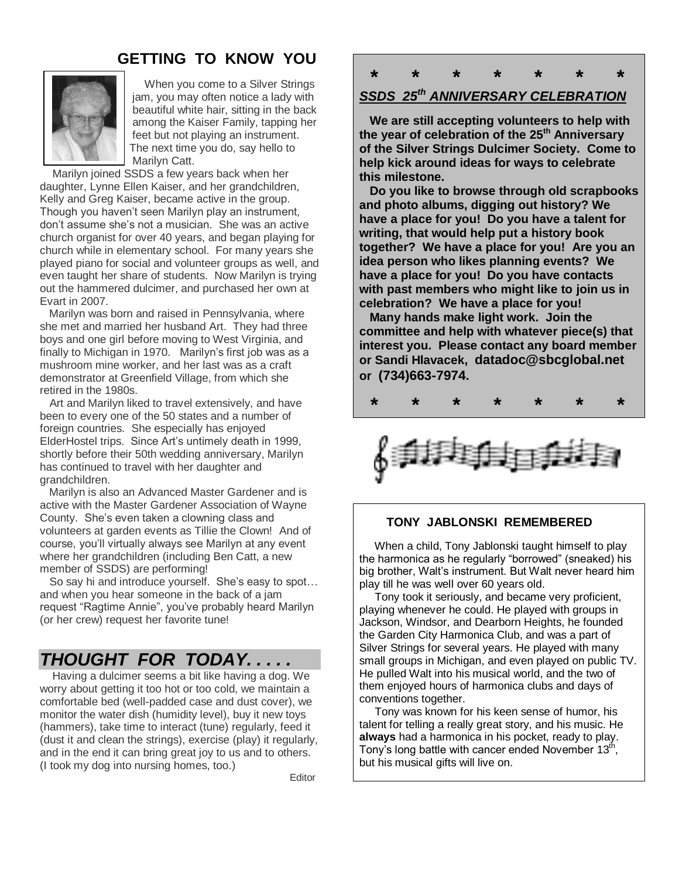## GETTING TO KNOW YOU

When you come to a Silver Strings jam, you may often notice a lady with beautiful white hair, sitting in the back among the Kaiser Family, tapping her feet but not playing an instrument. The next time you do, say hello to Marilyn Catt.

Marilyn joined SSDS a few years back when her daughter, Lynne Ellen Kaiser, and her grandchildren, Kelly and Greg Kaiser, became active in the group. Though you haven't seen Marilyn play an instrument, don't assume she's not a musician. She was an active church organist for over 40 years, and began playing for church while in elementary school. For many years she played piano for social and volunteer groups as well, and even taught her share of students. Now Marilyn is trying out the hammered dulcimer, and purchased her own at Evart in 2007.

Marilyn was born and raised in Pennsylvania, where she met and married her husband Art. They had three boys and one girl before moving to West Virginia, and finally to Michigan in 1970. Marilyn's first job was as a mushroom mine worker, and her last was as a craft demonstrator at Greenfield Village, from which she retired in the 1980s.

Art and Marilyn liked to travel extensively, and have been to every one of the 50 states and a number of foreign countries. She especially has enjoyed ElderHostel trips. Since Art's untimely death in 1999, shortly before their 50th wedding anniversary, Marilyn has continued to travel with her daughter and grandchildren.

Marilyn is also an Advanced Master Gardener and is active with the Master Gardener Association of Wayne County. She's even taken a clowning class and volunteers at garden events as Tillie the Clown! And of course, you'll virtually always see Marilyn at any event where her grandchildren (including Ben Catt, a new member of SSDS) are performing!

So say hi and introduce yourself. She's easy to spot… and when you hear someone in the back of a jam request "Ragtime Annie", you've probably heard Marilyn (or her crew) request her favorite tune!

## *THOUGHT FOR TODAY. . . . .*

Having a dulcimer seems a bit like having a dog. We worry about getting it too hot or too cold, we maintain a comfortable bed (well-padded case and dust cover), we monitor the water dish (humidity level), buy it new toys (hammers), take time to interact (tune) regularly, feed it (dust it and clean the strings), exercise (play) it regularly, and in the end it can bring great joy to us and to others. (I took my dog into nursing homes, too.)

Editor

\* \* \* \* \* \* \*

## ***SSDS 25th ANNIVERSARY CELEBRATION***

**We are still accepting volunteers to help with the year of celebration of the 25th Anniversary of the Silver Strings Dulcimer Society. Come to help kick around ideas for ways to celebrate this milestone.**

**Do you like to browse through old scrapbooks and photo albums, digging out history? We have a place for you! Do you have a talent for writing, that would help put a history book together? We have a place for you! Are you an idea person who likes planning events? We have a place for you! Do you have contacts with past members who might like to join us in celebration? We have a place for you!**

**Many hands make light work. Join the committee and help with whatever piece(s) that interest you. Please contact any board member or Sandi Hlavacek, datadoc@sbcglobal.net or (734)663-7974.**

\* \* \* \* \* \* \*

### TONY JABLONSKI REMEMBERED

When a child, Tony Jablonski taught himself to play the harmonica as he regularly "borrowed" (sneaked) his big brother, Walt's instrument. But Walt never heard him play till he was well over 60 years old.

Tony took it seriously, and became very proficient, playing whenever he could. He played with groups in Jackson, Windsor, and Dearborn Heights, he founded the Garden City Harmonica Club, and was a part of Silver Strings for several years. He played with many small groups in Michigan, and even played on public TV. He pulled Walt into his musical world, and the two of them enjoyed hours of harmonica clubs and days of conventions together.

Tony was known for his keen sense of humor, his talent for telling a really great story, and his music. He **always** had a harmonica in his pocket, ready to play. Tony's long battle with cancer ended November 13th, but his musical gifts will live on.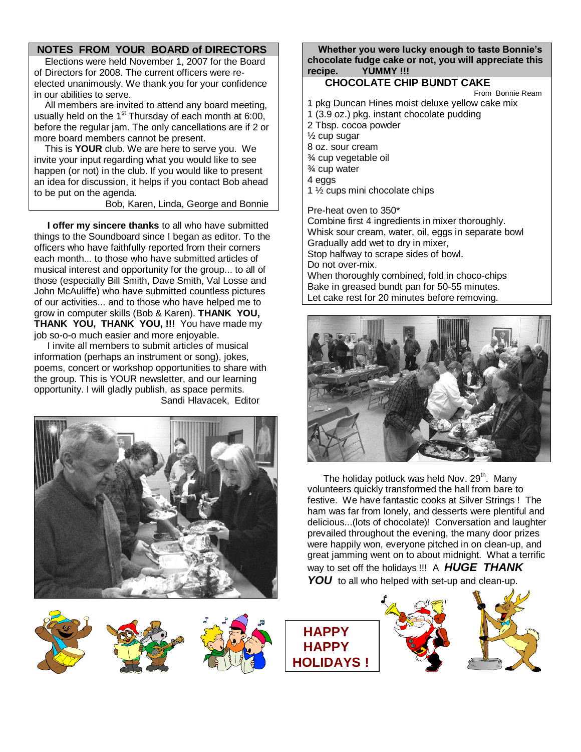## NOTES FROM YOUR BOARD of DIRECTORS

Elections were held November 1, 2007 for the Board of Directors for 2008. The current officers were re-elected unanimously. We thank you for your confidence in our abilities to serve.

All members are invited to attend any board meeting, usually held on the 1st Thursday of each month at 6:00, before the regular jam. The only cancellations are if 2 or more board members cannot be present.

This is **YOUR** club. We are here to serve you. We invite your input regarding what you would like to see happen (or not) in the club. If you would like to present an idea for discussion, it helps if you contact Bob ahead to be put on the agenda.

Bob, Karen, Linda, George and Bonnie

**I offer my sincere thanks** to all who have submitted things to the Soundboard since I began as editor. To the officers who have faithfully reported from their corners each month... to those who have submitted articles of musical interest and opportunity for the group... to all of those (especially Bill Smith, Dave Smith, Val Losse and John McAuliffe) who have submitted countless pictures of our activities... and to those who have helped me to grow in computer skills (Bob & Karen). **THANK YOU, THANK YOU, THANK YOU, !!!** You have made my job so-o-o much easier and more enjoyable.

I invite all members to submit articles of musical information (perhaps an instrument or song), jokes, poems, concert or workshop opportunities to share with the group. This is YOUR newsletter, and our learning opportunity. I will gladly publish, as space permits.

Sandi Hlavacek, Editor

**Whether you were lucky enough to taste Bonnie's chocolate fudge cake or not, you will appreciate this recipe. YUMMY !!!**

### CHOCOLATE CHIP BUNDT CAKE

From Bonnie Ream

1 pkg Duncan Hines moist deluxe yellow cake mix
1 (3.9 oz.) pkg. instant chocolate pudding
2 Tbsp. cocoa powder
½ cup sugar
8 oz. sour cream
¾ cup vegetable oil
¾ cup water
4 eggs
1 ½ cups mini chocolate chips

Pre-heat oven to 350*
Combine first 4 ingredients in mixer thoroughly.
Whisk sour cream, water, oil, eggs in separate bowl
Gradually add wet to dry in mixer,
Stop halfway to scrape sides of bowl.
Do not over-mix.
When thoroughly combined, fold in choco-chips
Bake in greased bundt pan for 50-55 minutes.
Let cake rest for 20 minutes before removing.

The holiday potluck was held Nov. 29th. Many volunteers quickly transformed the hall from bare to festive. We have fantastic cooks at Silver Strings ! The ham was far from lonely, and desserts were plentiful and delicious...(lots of chocolate)! Conversation and laughter prevailed throughout the evening, the many door prizes were happily won, everyone pitched in on clean-up, and great jamming went on to about midnight. What a terrific way to set off the holidays !!! A ***HUGE THANK YOU*** to all who helped with set-up and clean-up.

**HAPPY HAPPY HOLIDAYS !**